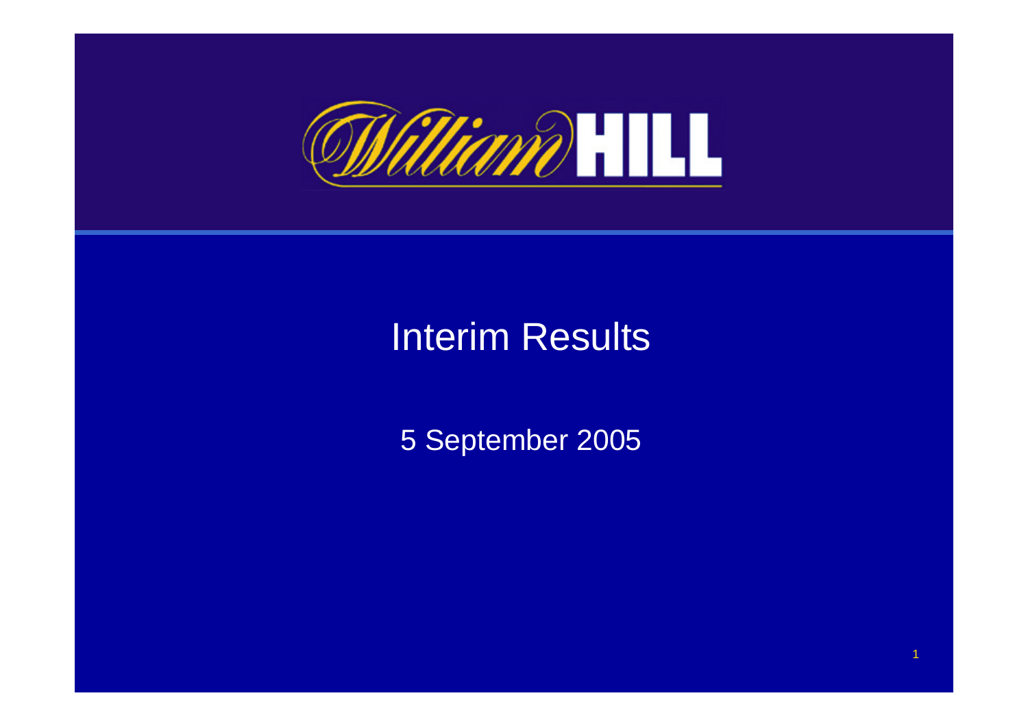# William HILL

## Interim Results

5 September 2005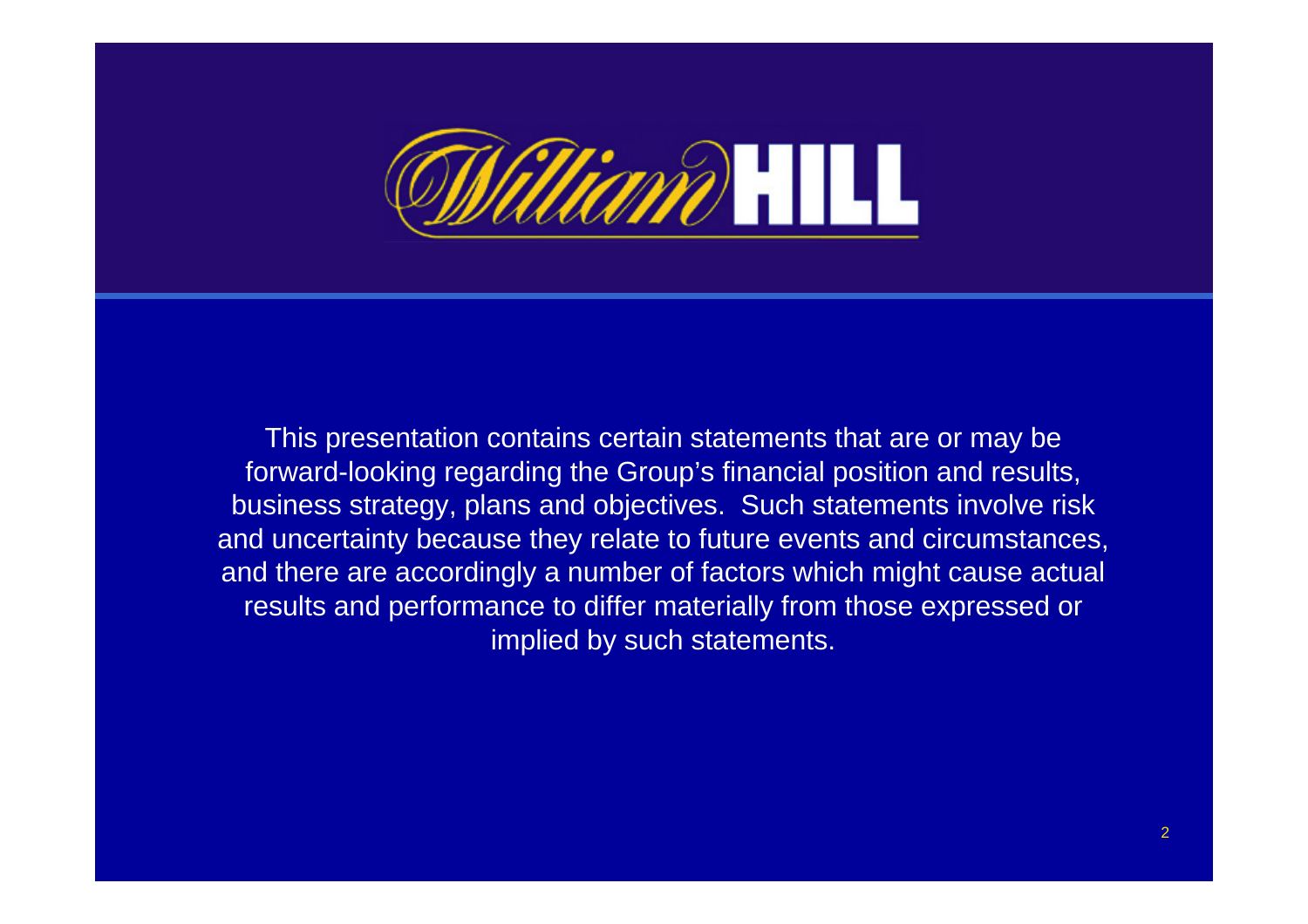William HILL

This presentation contains certain statements that are or may be forward-looking regarding the Group's financial position and results, business strategy, plans and objectives. Such statements involve risk and uncertainty because they relate to future events and circumstances, and there are accordingly a number of factors which might cause actual results and performance to differ materially from those expressed or implied by such statements.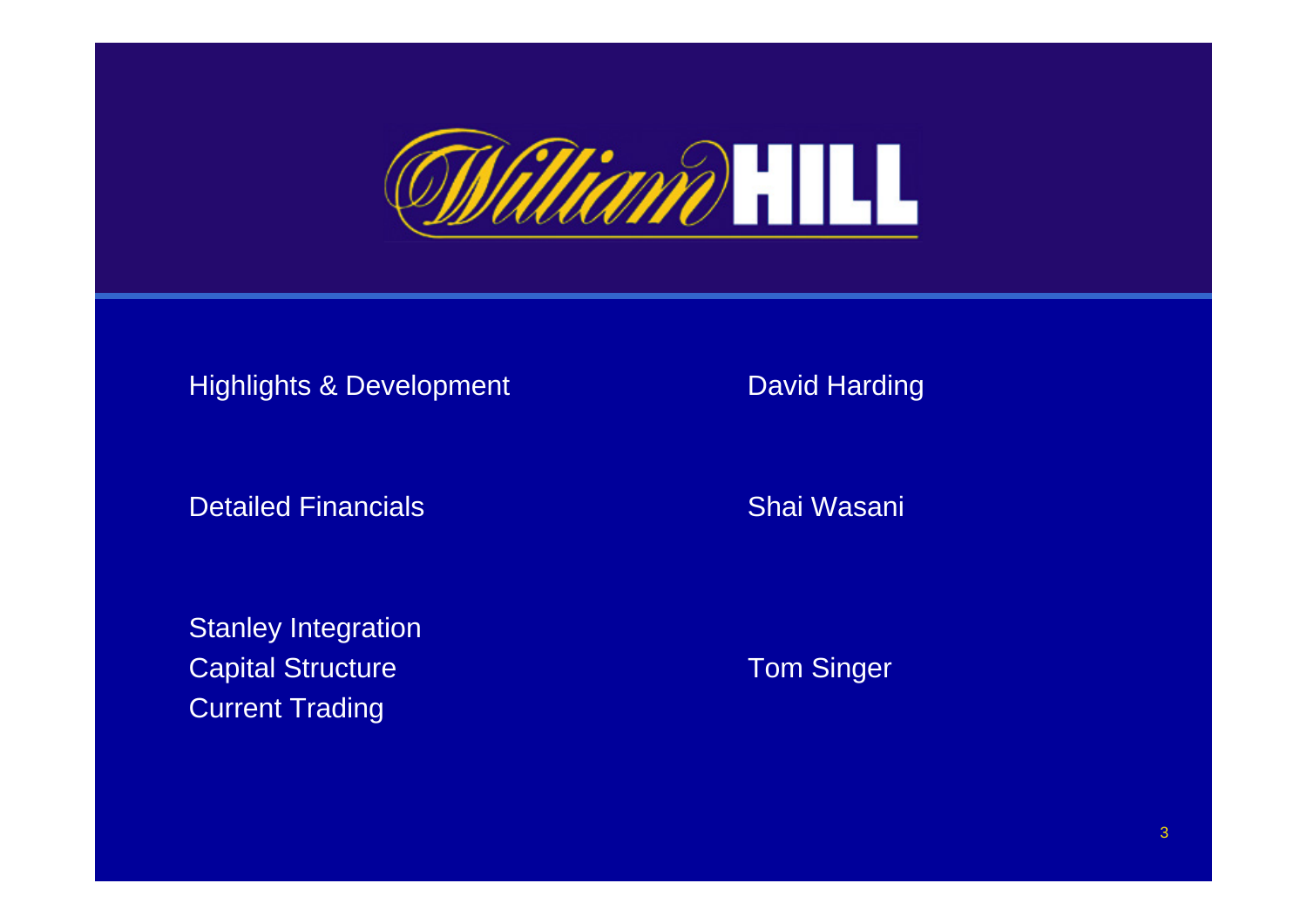# William HILL

| | |
|---|---|
| Highlights & Development | David Harding |
| Detailed Financials | Shai Wasani |
| Stanley Integration<br>Capital Structure<br>Current Trading | Tom Singer |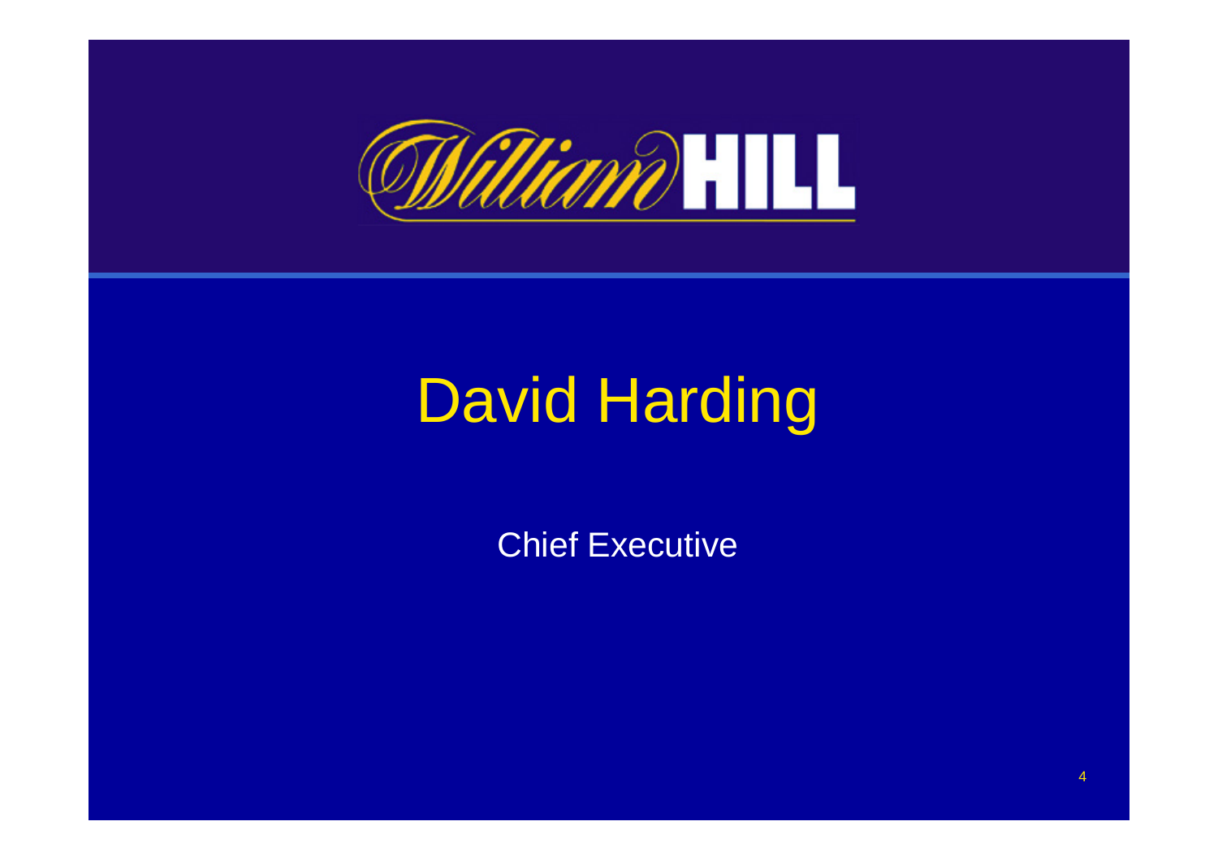William HILL

# David Harding

Chief Executive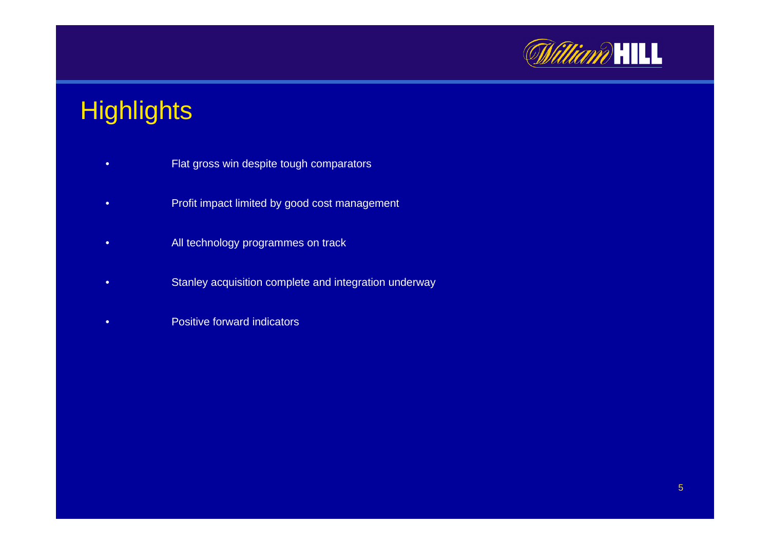# Highlights

- Flat gross win despite tough comparators
- Profit impact limited by good cost management
- All technology programmes on track
- Stanley acquisition complete and integration underway
- Positive forward indicators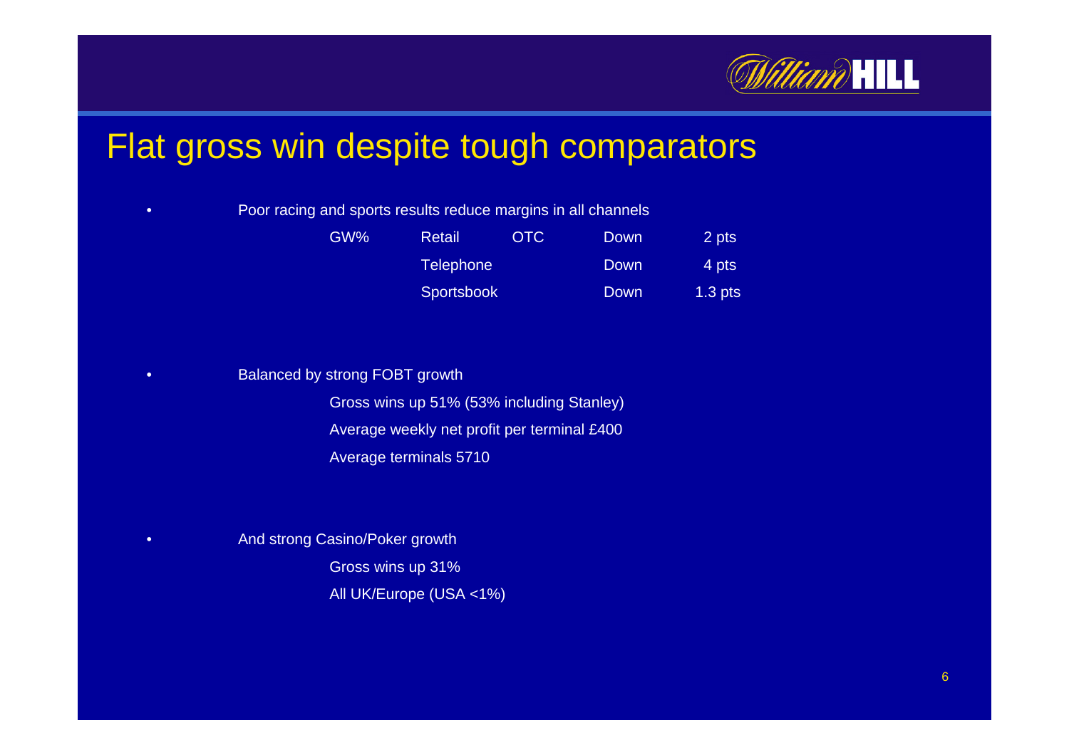# Flat gross win despite tough comparators

- Poor racing and sports results reduce margins in all channels

| GW% | | | | |
|---|---|---|---|---|
| | Retail | OTC | Down | 2 pts |
| | Telephone | | Down | 4 pts |
| | Sportsbook | | Down | 1.3 pts |

- Balanced by strong FOBT growth
  - Gross wins up 51% (53% including Stanley)
  - Average weekly net profit per terminal £400
  - Average terminals 5710

- And strong Casino/Poker growth
  - Gross wins up 31%
  - All UK/Europe (USA <1%)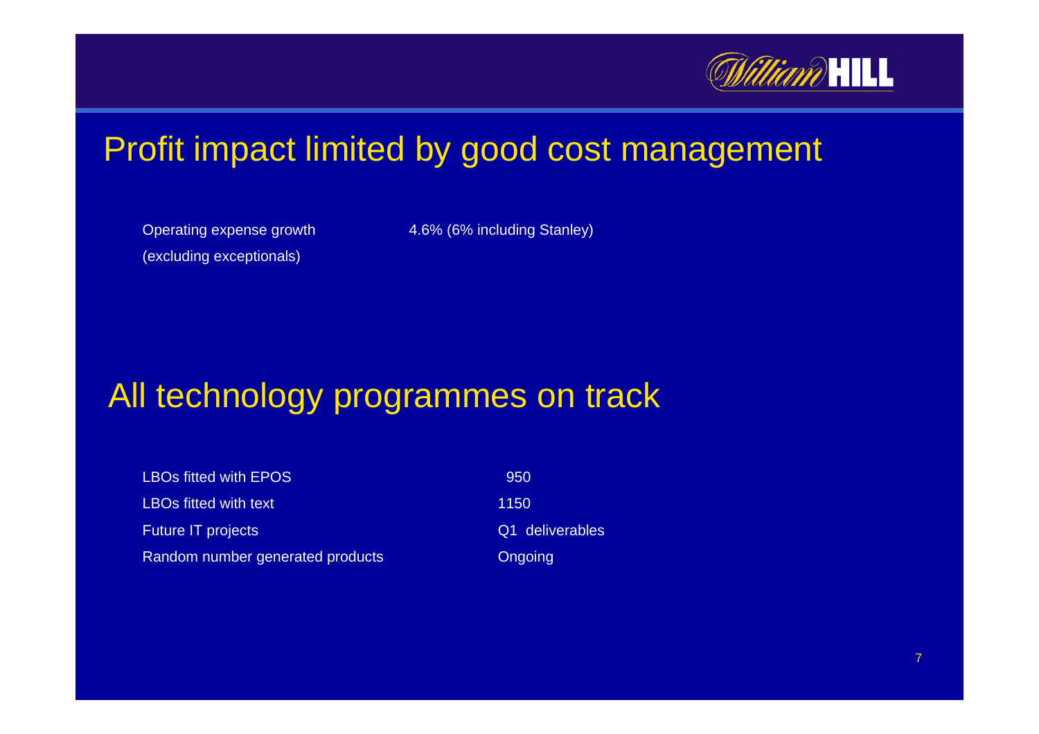# Profit impact limited by good cost management

| | |
|---|---|
| Operating expense growth (excluding exceptionals) | 4.6% (6% including Stanley) |

# All technology programmes on track

| | |
|---|---|
| LBOs fitted with EPOS | 950 |
| LBOs fitted with text | 1150 |
| Future IT projects | Q1 deliverables |
| Random number generated products | Ongoing |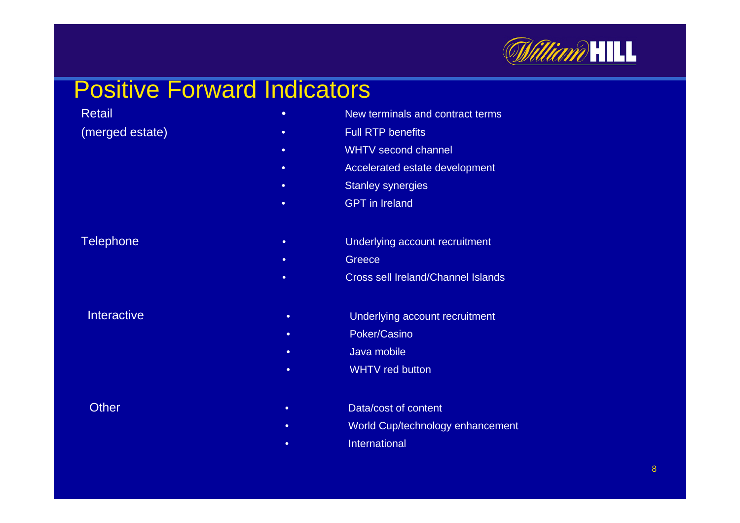# Positive Forward Indicators

**Retail (merged estate)**

- New terminals and contract terms
- Full RTP benefits
- WHTV second channel
- Accelerated estate development
- Stanley synergies
- GPT in Ireland

**Telephone**

- Underlying account recruitment
- Greece
- Cross sell Ireland/Channel Islands

**Interactive**

- Underlying account recruitment
- Poker/Casino
- Java mobile
- WHTV red button

**Other**

- Data/cost of content
- World Cup/technology enhancement
- International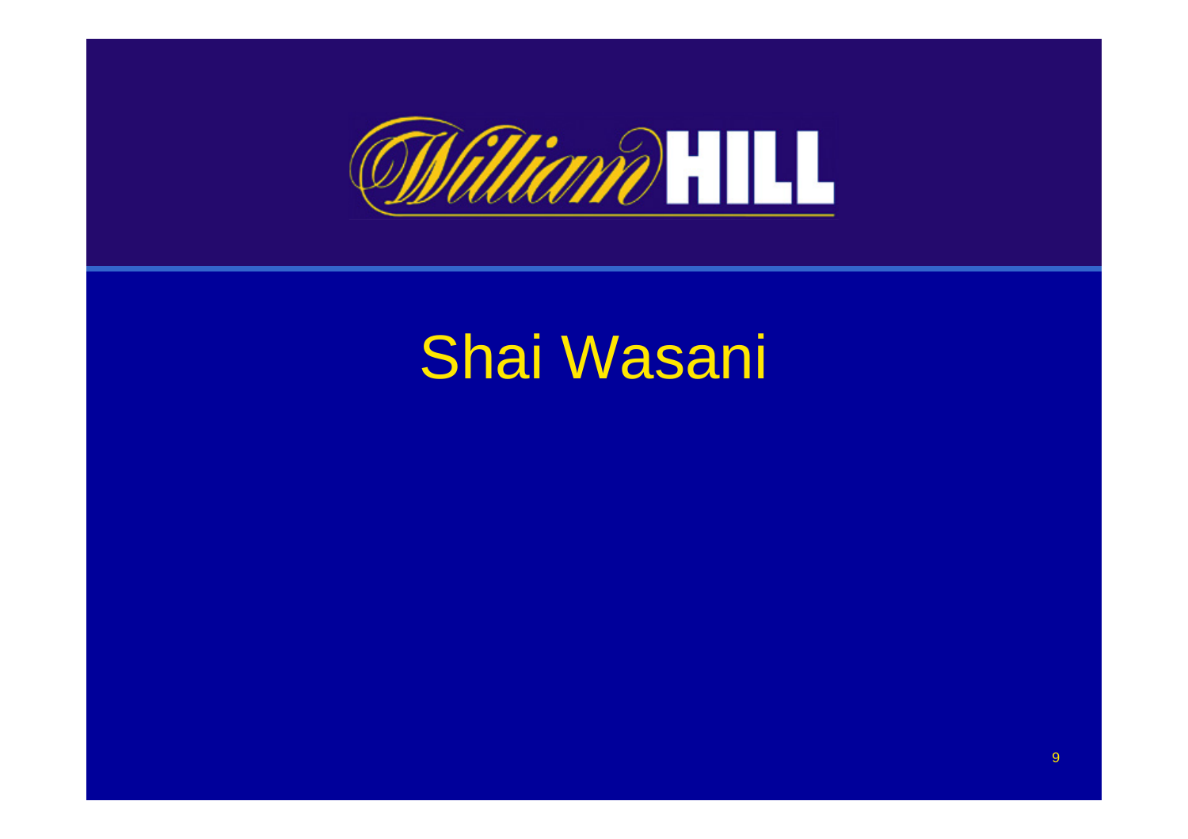William HILL

# Shai Wasani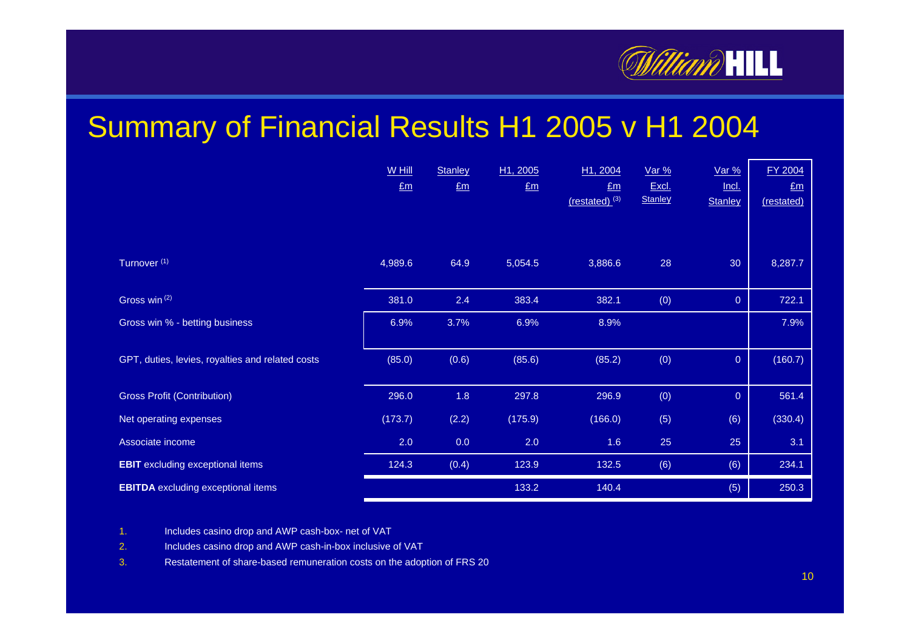# Summary of Financial Results H1 2005 v H1 2004

| | W Hill £m | Stanley £m | H1, 2005 £m | H1, 2004 £m (restated) [3] | Var % Excl. Stanley | Var % Incl. Stanley | FY 2004 £m (restated) |
|---|---|---|---|---|---|---|---|
| Turnover [1] | 4,989.6 | 64.9 | 5,054.5 | 3,886.6 | 28 | 30 | 8,287.7 |
| Gross win [2] | 381.0 | 2.4 | 383.4 | 382.1 | (0) | 0 | 722.1 |
| Gross win % - betting business | 6.9% | 3.7% | 6.9% | 8.9% | | | 7.9% |
| GPT, duties, levies, royalties and related costs | (85.0) | (0.6) | (85.6) | (85.2) | (0) | 0 | (160.7) |
| Gross Profit (Contribution) | 296.0 | 1.8 | 297.8 | 296.9 | (0) | 0 | 561.4 |
| Net operating expenses | (173.7) | (2.2) | (175.9) | (166.0) | (5) | (6) | (330.4) |
| Associate income | 2.0 | 0.0 | 2.0 | 1.6 | 25 | 25 | 3.1 |
| **EBIT** excluding exceptional items | 124.3 | (0.4) | 123.9 | 132.5 | (6) | (6) | 234.1 |
| **EBITDA** excluding exceptional items | | | 133.2 | 140.4 | | (5) | 250.3 |

1. Includes casino drop and AWP cash-box- net of VAT
2. Includes casino drop and AWP cash-in-box inclusive of VAT
3. Restatement of share-based remuneration costs on the adoption of FRS 20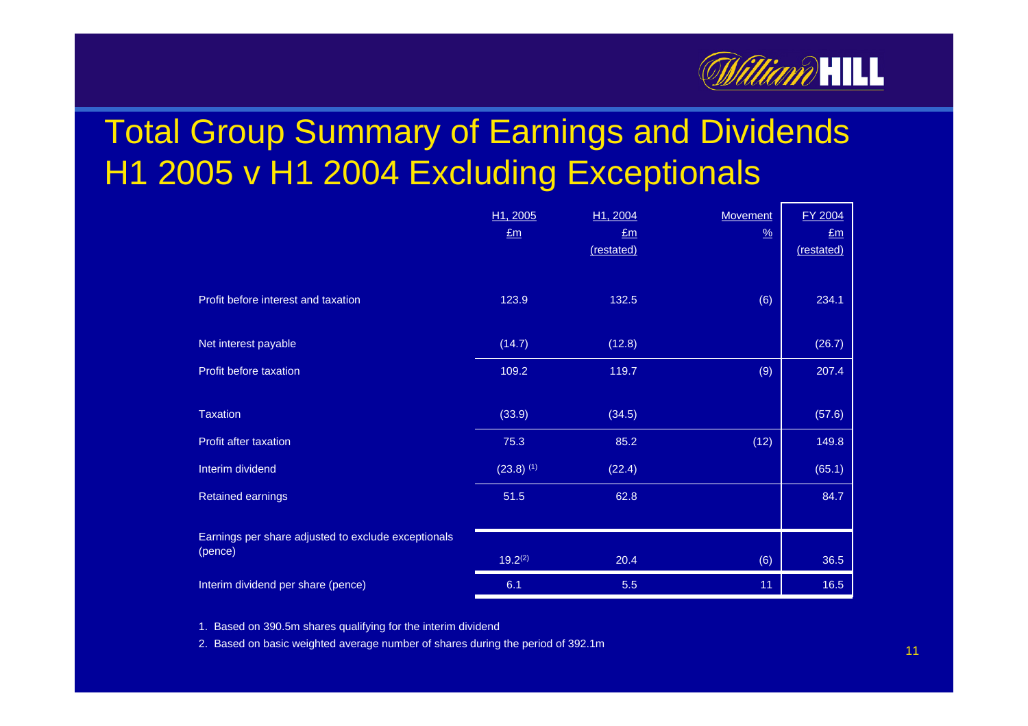# Total Group Summary of Earnings and Dividends H1 2005 v H1 2004 Excluding Exceptionals

| | H1, 2005 £m | H1, 2004 £m (restated) | Movement % | FY 2004 £m (restated) |
|---|---|---|---|---|
| Profit before interest and taxation | 123.9 | 132.5 | (6) | 234.1 |
| Net interest payable | (14.7) | (12.8) | | (26.7) |
| Profit before taxation | 109.2 | 119.7 | (9) | 207.4 |
| Taxation | (33.9) | (34.5) | | (57.6) |
| Profit after taxation | 75.3 | 85.2 | (12) | 149.8 |
| Interim dividend | (23.8) (1) | (22.4) | | (65.1) |
| Retained earnings | 51.5 | 62.8 | | 84.7 |
| Earnings per share adjusted to exclude exceptionals (pence) | 19.2(2) | 20.4 | (6) | 36.5 |
| Interim dividend per share (pence) | 6.1 | 5.5 | 11 | 16.5 |

1. Based on 390.5m shares qualifying for the interim dividend
2. Based on basic weighted average number of shares during the period of 392.1m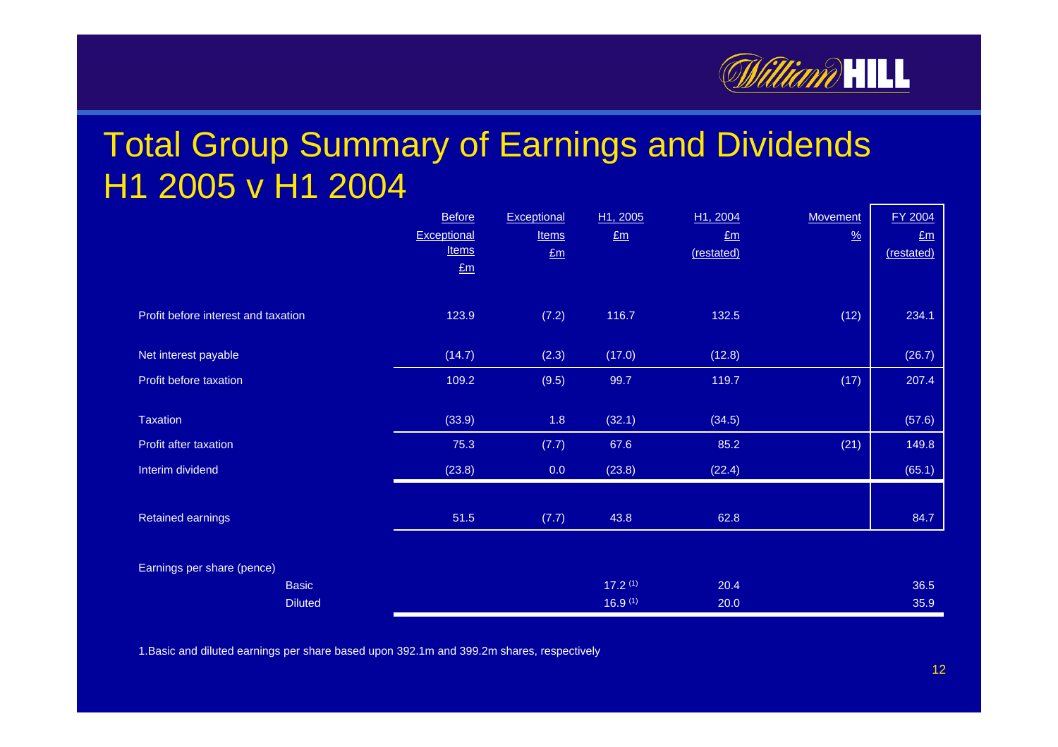# Total Group Summary of Earnings and Dividends H1 2005 v H1 2004

| | Before Exceptional Items £m | Exceptional Items £m | H1, 2005 £m | H1, 2004 £m (restated) | Movement % | FY 2004 £m (restated) |
|---|---|---|---|---|---|---|
| Profit before interest and taxation | 123.9 | (7.2) | 116.7 | 132.5 | (12) | 234.1 |
| Net interest payable | (14.7) | (2.3) | (17.0) | (12.8) | | (26.7) |
| Profit before taxation | 109.2 | (9.5) | 99.7 | 119.7 | (17) | 207.4 |
| Taxation | (33.9) | 1.8 | (32.1) | (34.5) | | (57.6) |
| Profit after taxation | 75.3 | (7.7) | 67.6 | 85.2 | (21) | 149.8 |
| Interim dividend | (23.8) | 0.0 | (23.8) | (22.4) | | (65.1) |
| Retained earnings | 51.5 | (7.7) | 43.8 | 62.8 | | 84.7 |
| Earnings per share (pence) | | | | | | |
| Basic | | | 17.2 [1] | 20.4 | | 36.5 |
| Diluted | | | 16.9 [1] | 20.0 | | 35.9 |

1. Basic and diluted earnings per share based upon 392.1m and 399.2m shares, respectively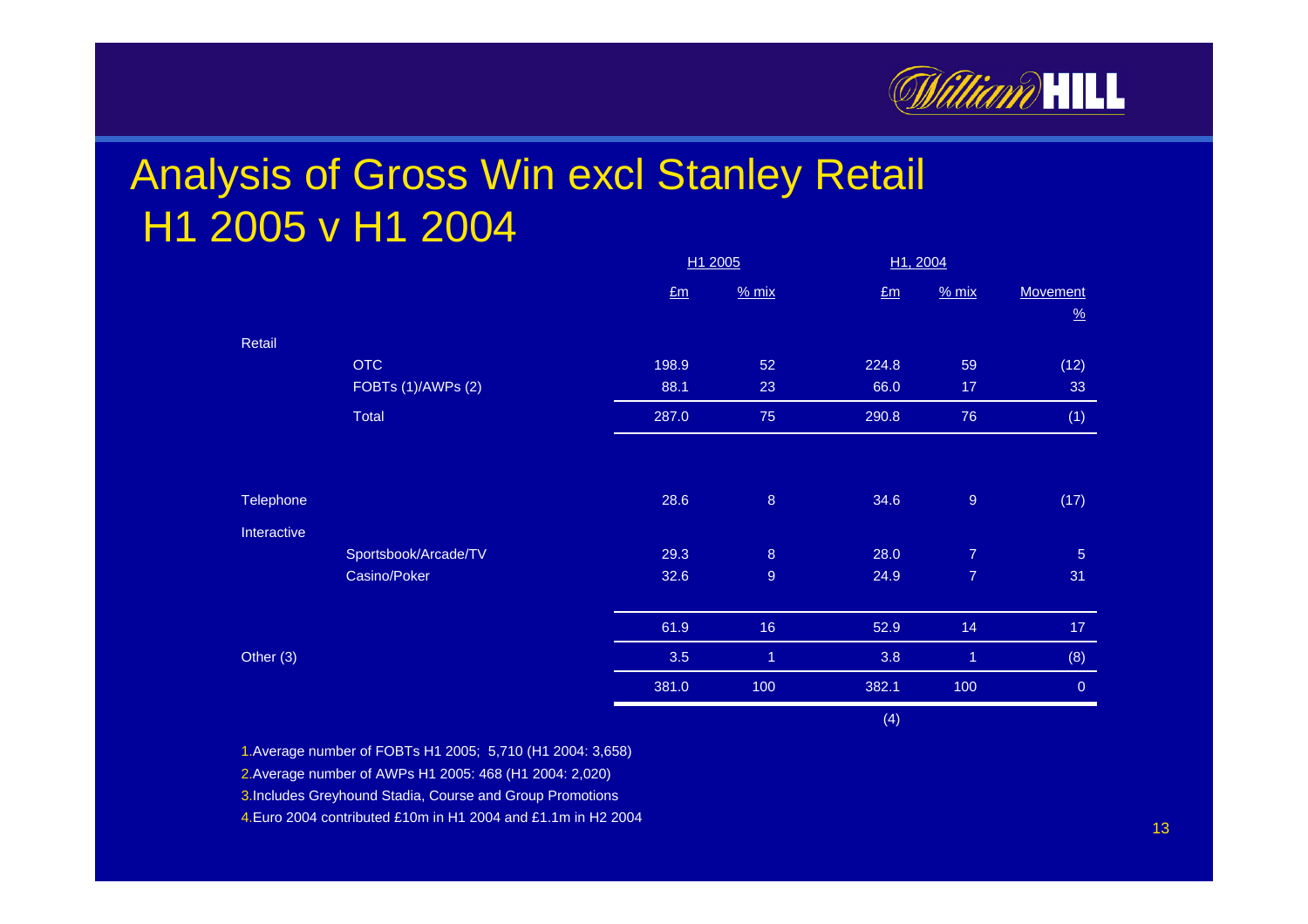# Analysis of Gross Win excl Stanley Retail H1 2005 v H1 2004

| | | H1 2005 | | H1, 2004 | | |
|---|---|---|---|---|---|---|
| | | £m | % mix | £m | % mix | Movement % |
| Retail | | | | | | |
| | OTC | 198.9 | 52 | 224.8 | 59 | (12) |
| | FOBTs (1)/AWPs (2) | 88.1 | 23 | 66.0 | 17 | 33 |
| | Total | 287.0 | 75 | 290.8 | 76 | (1) |
| Telephone | | 28.6 | 8 | 34.6 | 9 | (17) |
| Interactive | | | | | | |
| | Sportsbook/Arcade/TV | 29.3 | 8 | 28.0 | 7 | 5 |
| | Casino/Poker | 32.6 | 9 | 24.9 | 7 | 31 |
| | | 61.9 | 16 | 52.9 | 14 | 17 |
| Other (3) | | 3.5 | 1 | 3.8 | 1 | (8) |
| | | 381.0 | 100 | 382.1 | 100 | 0 |
| | | | | (4) | | |

1. Average number of FOBTs H1 2005; 5,710 (H1 2004: 3,658)
2. Average number of AWPs H1 2005: 468 (H1 2004: 2,020)
3. Includes Greyhound Stadia, Course and Group Promotions
4. Euro 2004 contributed £10m in H1 2004 and £1.1m in H2 2004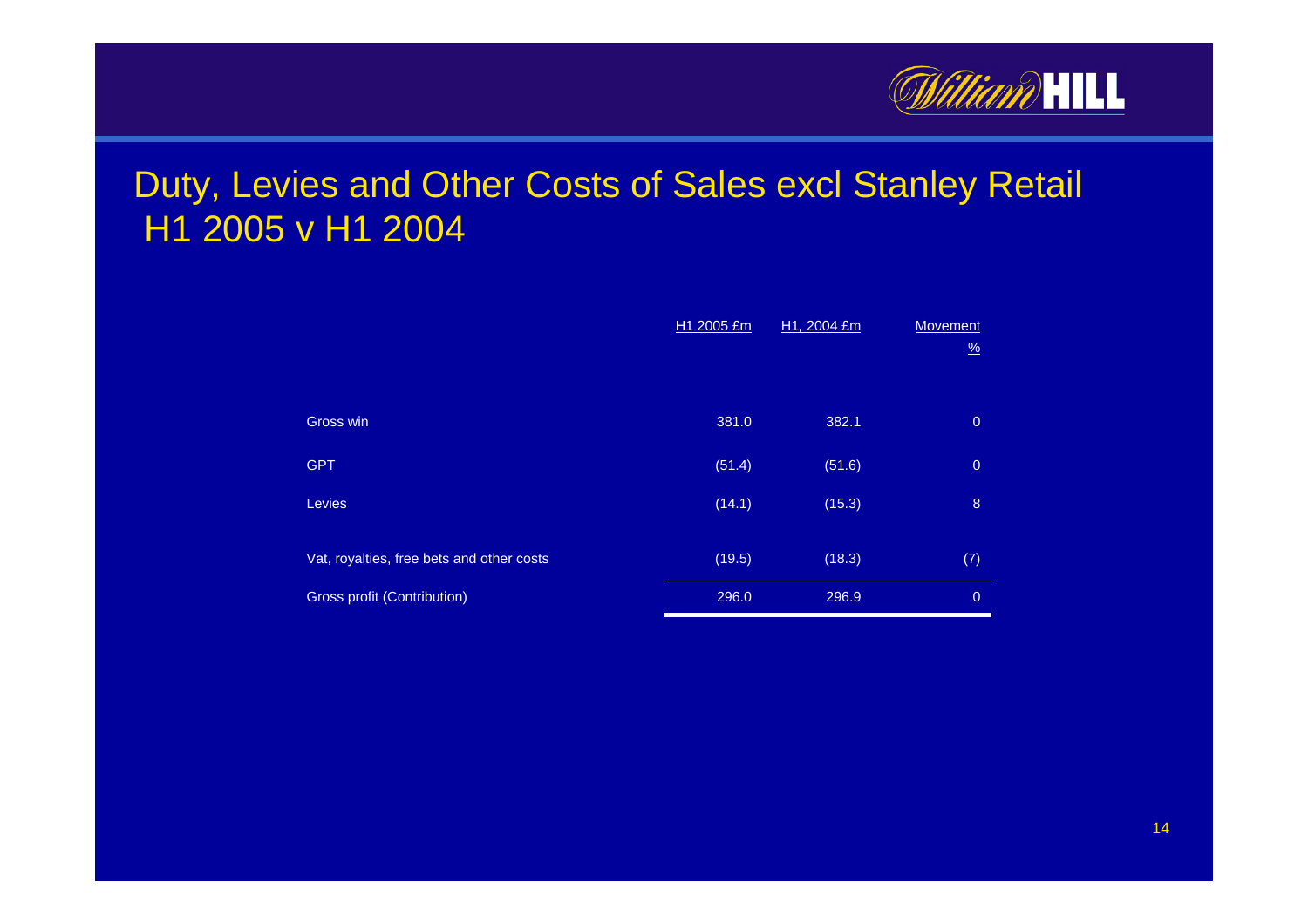# Duty, Levies and Other Costs of Sales excl Stanley Retail H1 2005 v H1 2004

| | H1 2005 £m | H1, 2004 £m | Movement % |
|---|---|---|---|
| Gross win | 381.0 | 382.1 | 0 |
| GPT | (51.4) | (51.6) | 0 |
| Levies | (14.1) | (15.3) | 8 |
| Vat, royalties, free bets and other costs | (19.5) | (18.3) | (7) |
| Gross profit (Contribution) | 296.0 | 296.9 | 0 |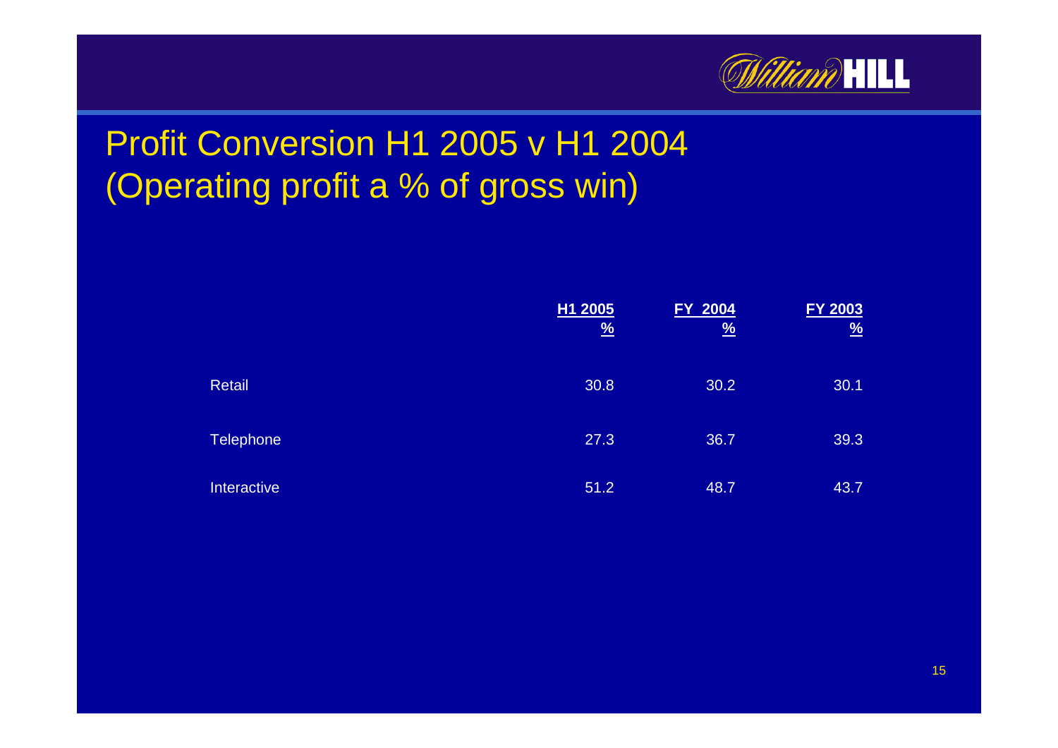# Profit Conversion H1 2005 v H1 2004 (Operating profit a % of gross win)

| | H1 2005 % | FY 2004 % | FY 2003 % |
|---|---|---|---|
| Retail | 30.8 | 30.2 | 30.1 |
| Telephone | 27.3 | 36.7 | 39.3 |
| Interactive | 51.2 | 48.7 | 43.7 |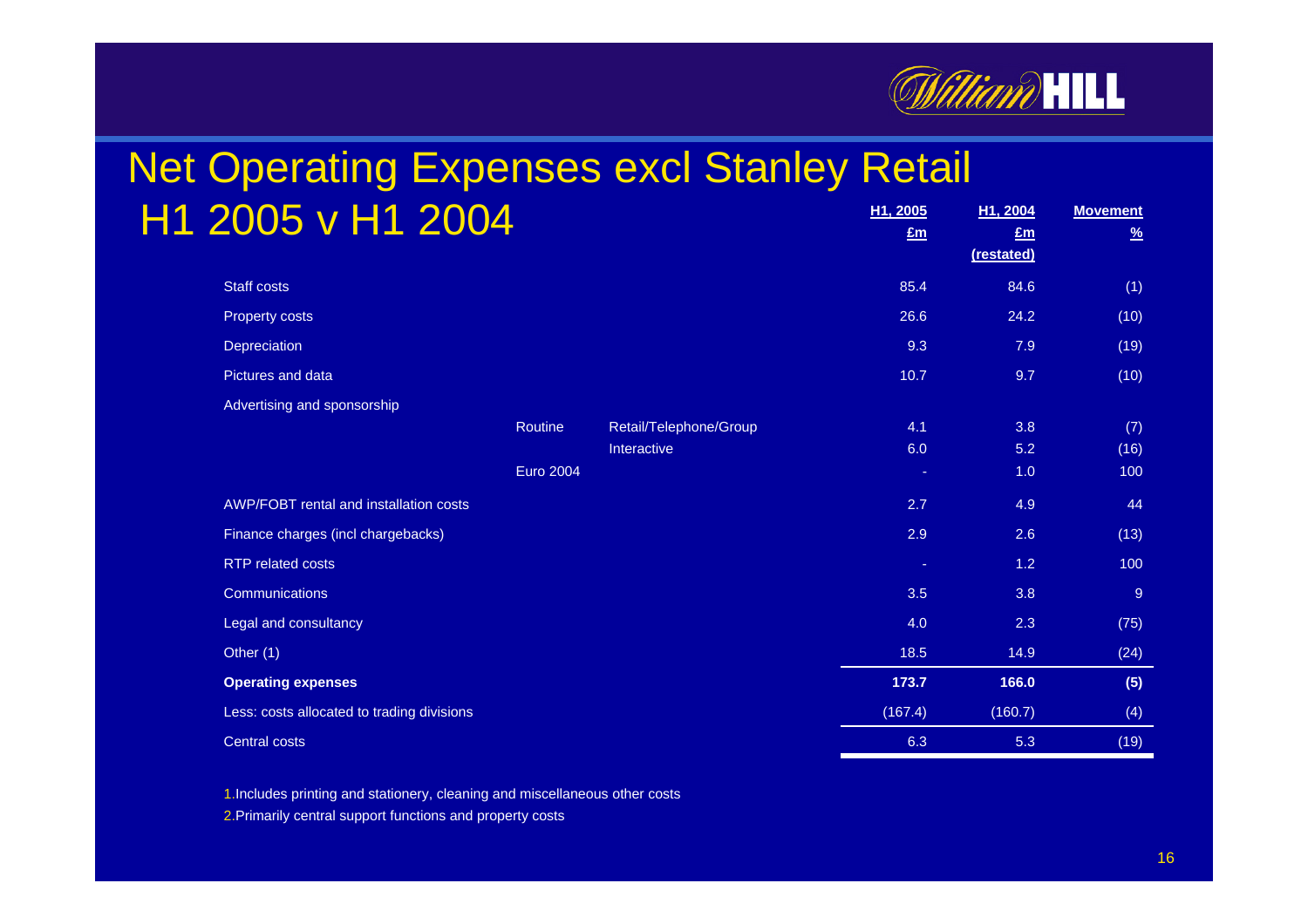# Net Operating Expenses excl Stanley Retail H1 2005 v H1 2004

| | | | H1, 2005 £m | H1, 2004 £m (restated) | Movement % |
|---|---|---|---|---|---|
| Staff costs | | | 85.4 | 84.6 | (1) |
| Property costs | | | 26.6 | 24.2 | (10) |
| Depreciation | | | 9.3 | 7.9 | (19) |
| Pictures and data | | | 10.7 | 9.7 | (10) |
| Advertising and sponsorship | | | | | |
| | Routine | Retail/Telephone/Group | 4.1 | 3.8 | (7) |
| | | Interactive | 6.0 | 5.2 | (16) |
| | Euro 2004 | | - | 1.0 | 100 |
| AWP/FOBT rental and installation costs | | | 2.7 | 4.9 | 44 |
| Finance charges (incl chargebacks) | | | 2.9 | 2.6 | (13) |
| RTP related costs | | | - | 1.2 | 100 |
| Communications | | | 3.5 | 3.8 | 9 |
| Legal and consultancy | | | 4.0 | 2.3 | (75) |
| Other (1) | | | 18.5 | 14.9 | (24) |
| **Operating expenses** | | | **173.7** | **166.0** | **(5)** |
| Less: costs allocated to trading divisions | | | (167.4) | (160.7) | (4) |
| Central costs | | | 6.3 | 5.3 | (19) |

1. Includes printing and stationery, cleaning and miscellaneous other costs
2. Primarily central support functions and property costs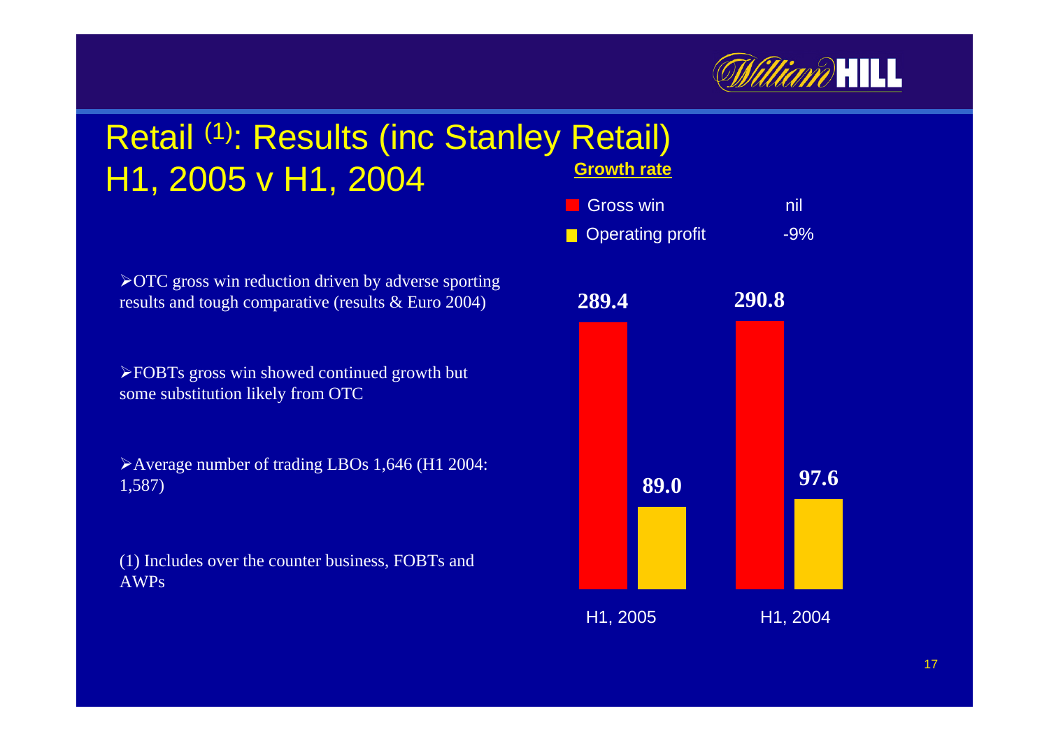# Retail [1]: Results (inc Stanley Retail) H1, 2005 v H1, 2004

**Growth rate**

| | Growth rate |
|---|---|
| Gross win | nil |
| Operating profit | -9% |

| | H1, 2005 | H1, 2004 |
|---|---|---|
| Gross win | 289.4 | 290.8 |
| Operating profit | 89.0 | 97.6 |

- OTC gross win reduction driven by adverse sporting results and tough comparative (results & Euro 2004)
- FOBTs gross win showed continued growth but some substitution likely from OTC
- Average number of trading LBOs 1,646 (H1 2004: 1,587)

(1) Includes over the counter business, FOBTs and AWPs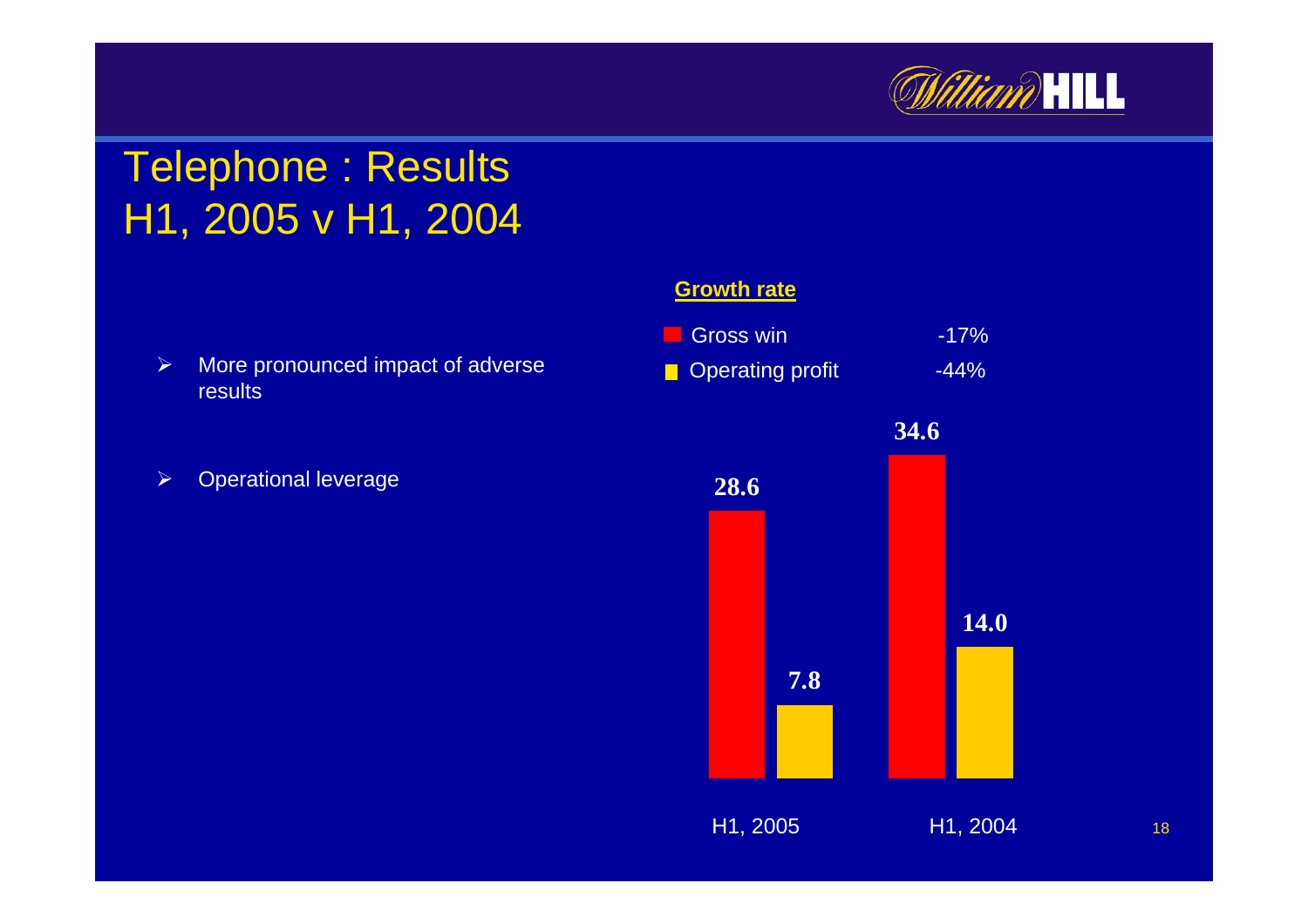# Telephone : Results
# H1, 2005 v H1, 2004

- More pronounced impact of adverse results
- Operational leverage

**Growth rate**

| | Growth rate |
|---|---|
| Gross win | -17% |
| Operating profit | -44% |

| | H1, 2005 | H1, 2004 |
|---|---|---|
| Gross win | 28.6 | 34.6 |
| Operating profit | 7.8 | 14.0 |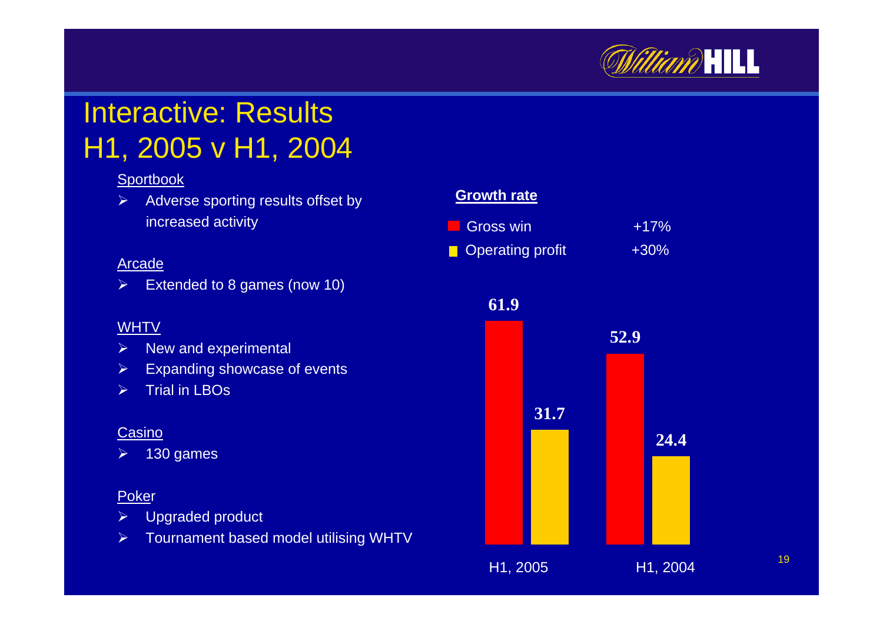# Interactive: Results
# H1, 2005 v H1, 2004

Sportbook

- Adverse sporting results offset by increased activity

Arcade

- Extended to 8 games (now 10)

WHTV

- New and experimental
- Expanding showcase of events
- Trial in LBOs

Casino

- 130 games

Poker

- Upgraded product
- Tournament based model utilising WHTV

**Growth rate**

| | |
|---|---|
| Gross win | +17% |
| Operating profit | +30% |

| | H1, 2005 | H1, 2004 |
|---|---|---|
| Gross win | 61.9 | 52.9 |
| Operating profit | 31.7 | 24.4 |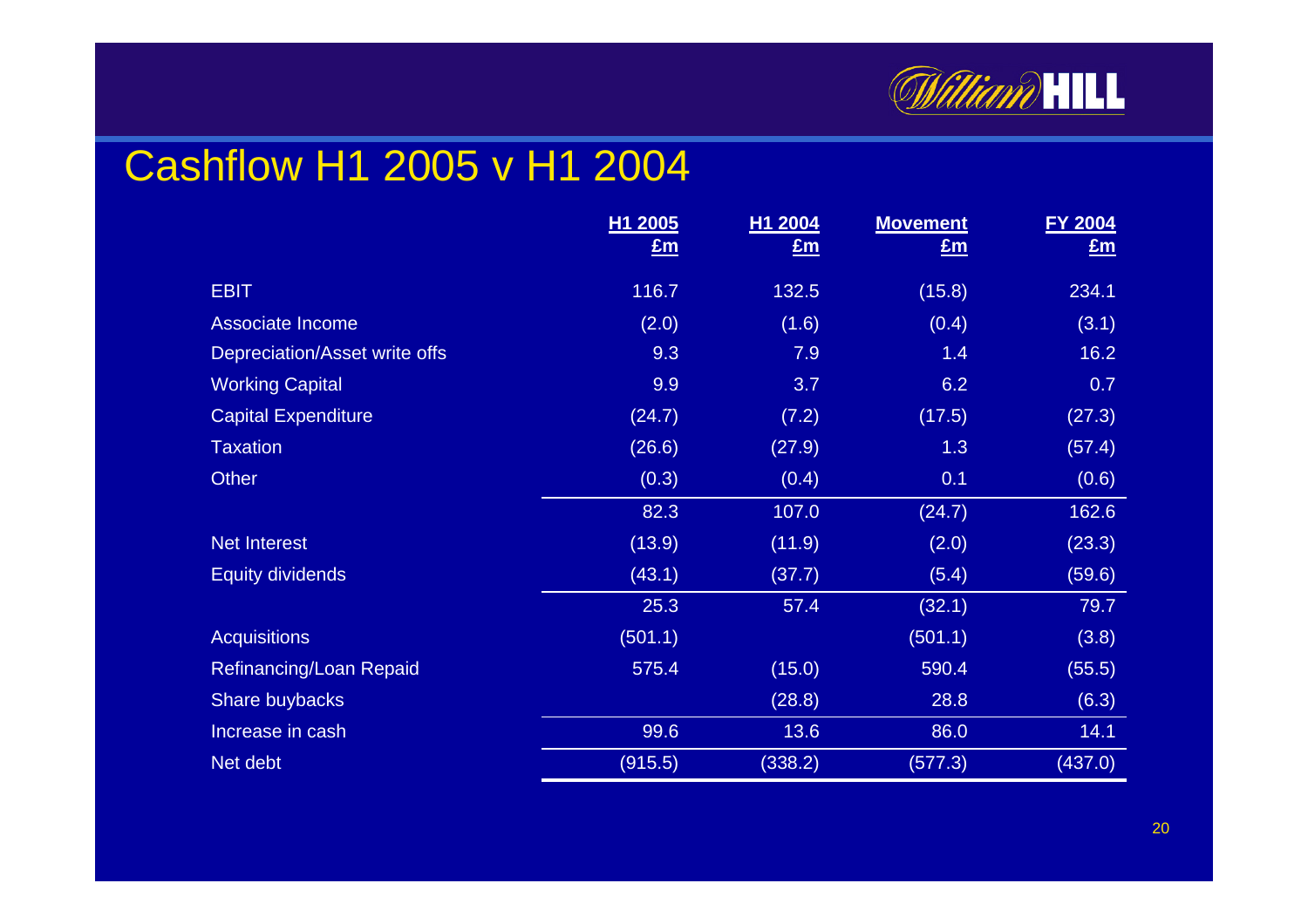# Cashflow H1 2005 v H1 2004

| | H1 2005 £m | H1 2004 £m | Movement £m | FY 2004 £m |
|---|---|---|---|---|
| EBIT | 116.7 | 132.5 | (15.8) | 234.1 |
| Associate Income | (2.0) | (1.6) | (0.4) | (3.1) |
| Depreciation/Asset write offs | 9.3 | 7.9 | 1.4 | 16.2 |
| Working Capital | 9.9 | 3.7 | 6.2 | 0.7 |
| Capital Expenditure | (24.7) | (7.2) | (17.5) | (27.3) |
| Taxation | (26.6) | (27.9) | 1.3 | (57.4) |
| Other | (0.3) | (0.4) | 0.1 | (0.6) |
| | 82.3 | 107.0 | (24.7) | 162.6 |
| Net Interest | (13.9) | (11.9) | (2.0) | (23.3) |
| Equity dividends | (43.1) | (37.7) | (5.4) | (59.6) |
| | 25.3 | 57.4 | (32.1) | 79.7 |
| Acquisitions | (501.1) | | (501.1) | (3.8) |
| Refinancing/Loan Repaid | 575.4 | (15.0) | 590.4 | (55.5) |
| Share buybacks | | (28.8) | 28.8 | (6.3) |
| Increase in cash | 99.6 | 13.6 | 86.0 | 14.1 |
| Net debt | (915.5) | (338.2) | (577.3) | (437.0) |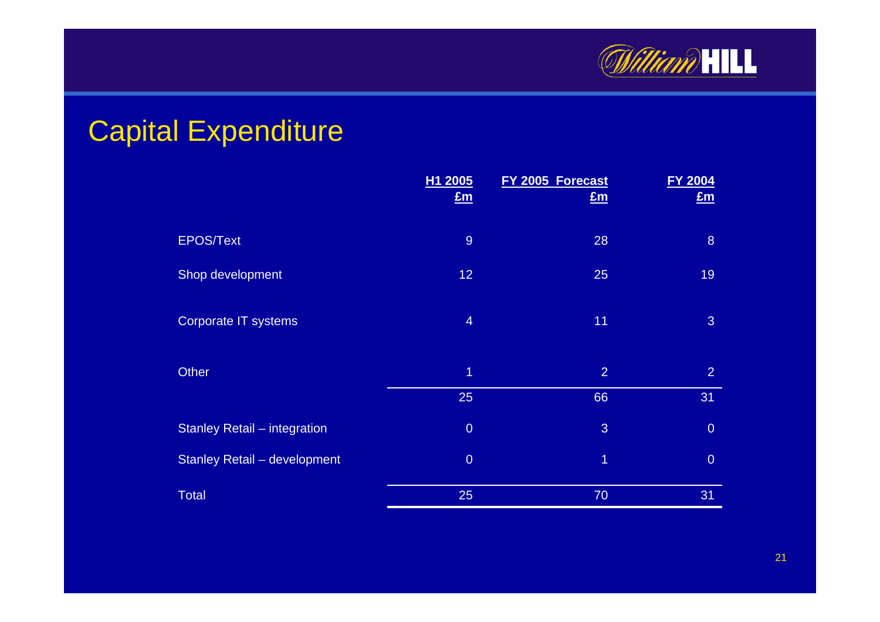# Capital Expenditure

| | H1 2005 £m | FY 2005 Forecast £m | FY 2004 £m |
|---|---|---|---|
| EPOS/Text | 9 | 28 | 8 |
| Shop development | 12 | 25 | 19 |
| Corporate IT systems | 4 | 11 | 3 |
| Other | 1 | 2 | 2 |
| | 25 | 66 | 31 |
| Stanley Retail – integration | 0 | 3 | 0 |
| Stanley Retail – development | 0 | 1 | 0 |
| Total | 25 | 70 | 31 |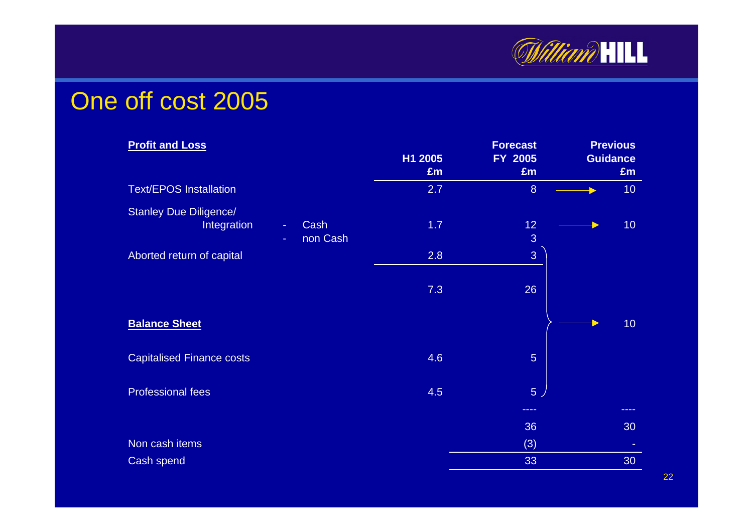# One off cost 2005

| **Profit and Loss** | | H1 2005 £m | Forecast FY 2005 £m | Previous Guidance £m |
|---|---|---|---|---|
| Text/EPOS Installation | | 2.7 | 8 | 10 |
| Stanley Due Diligence/ Integration | - Cash | 1.7 | 12 | 10 |
| | - non Cash | | 3 | |
| Aborted return of capital | | 2.8 | 3 | |
| | | 7.3 | 26 | |
| **Balance Sheet** | | | | 10 |
| Capitalised Finance costs | | 4.6 | 5 | |
| Professional fees | | 4.5 | 5 | |
| | | | ---- | ---- |
| | | | 36 | 30 |
| Non cash items | | | (3) | - |
| Cash spend | | | 33 | 30 |

Note: the previous guidance of 10 covers Aborted return of capital, Capitalised Finance costs and Professional fees combined.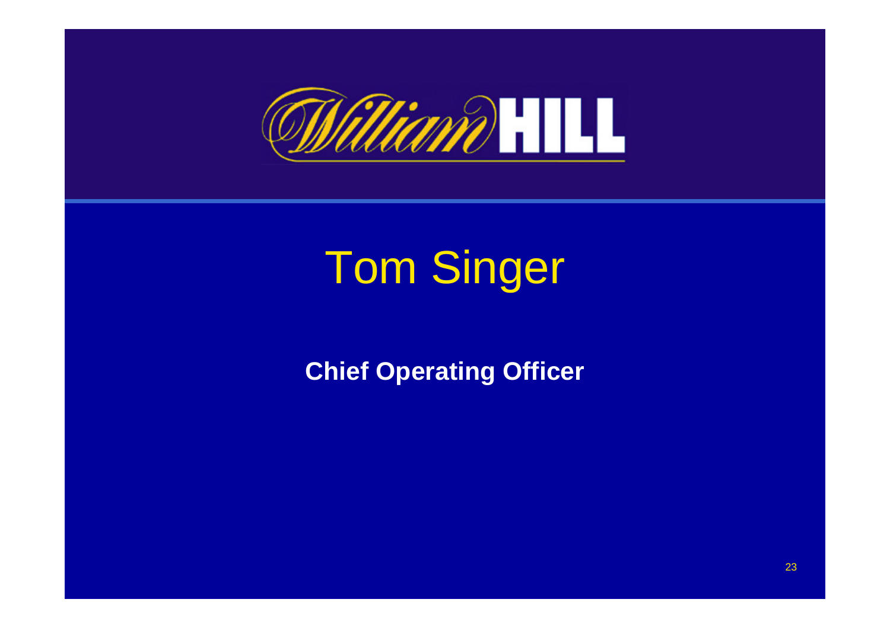William HILL

# Tom Singer

**Chief Operating Officer**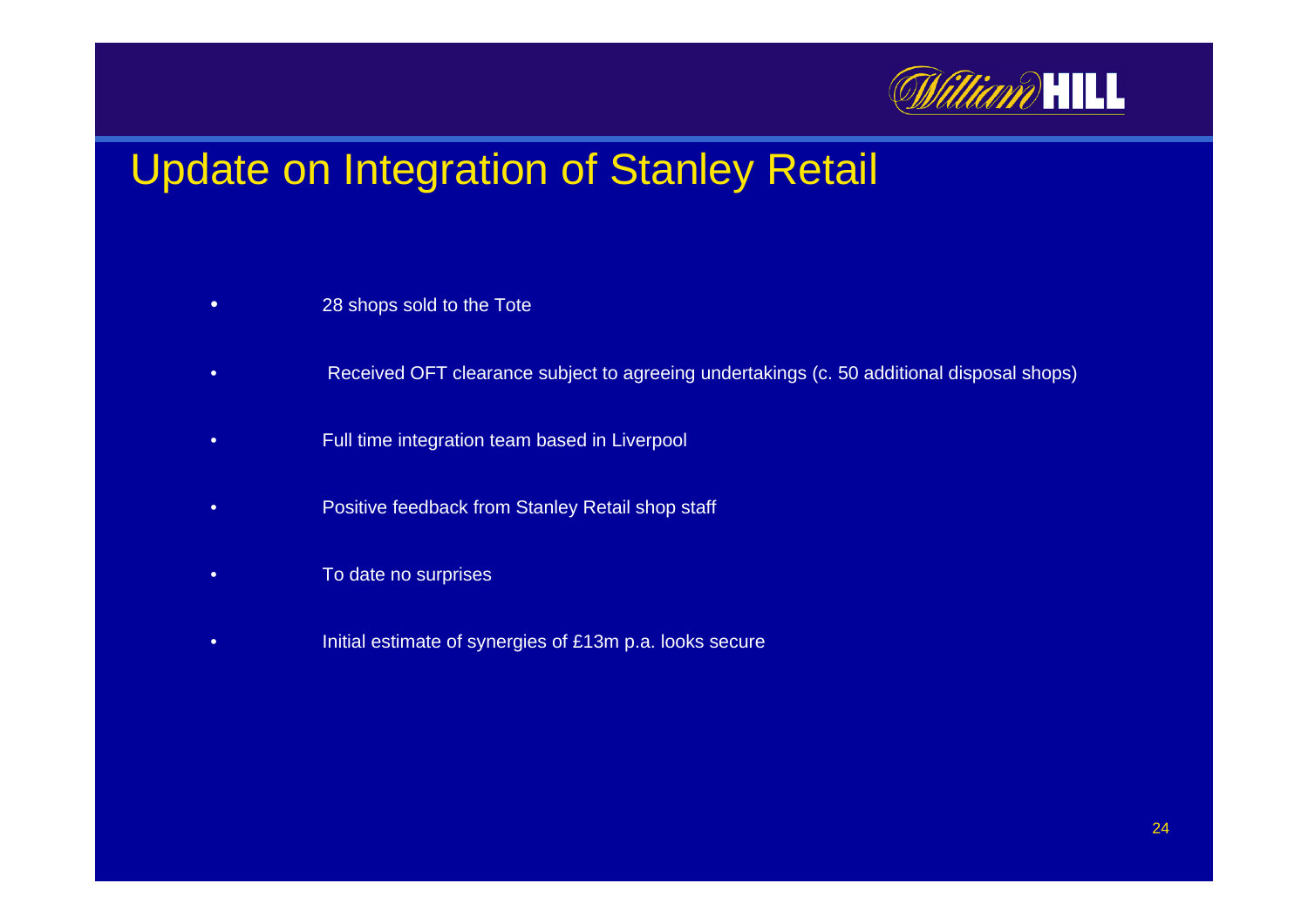# Update on Integration of Stanley Retail

- 28 shops sold to the Tote
- Received OFT clearance subject to agreeing undertakings (c. 50 additional disposal shops)
- Full time integration team based in Liverpool
- Positive feedback from Stanley Retail shop staff
- To date no surprises
- Initial estimate of synergies of £13m p.a. looks secure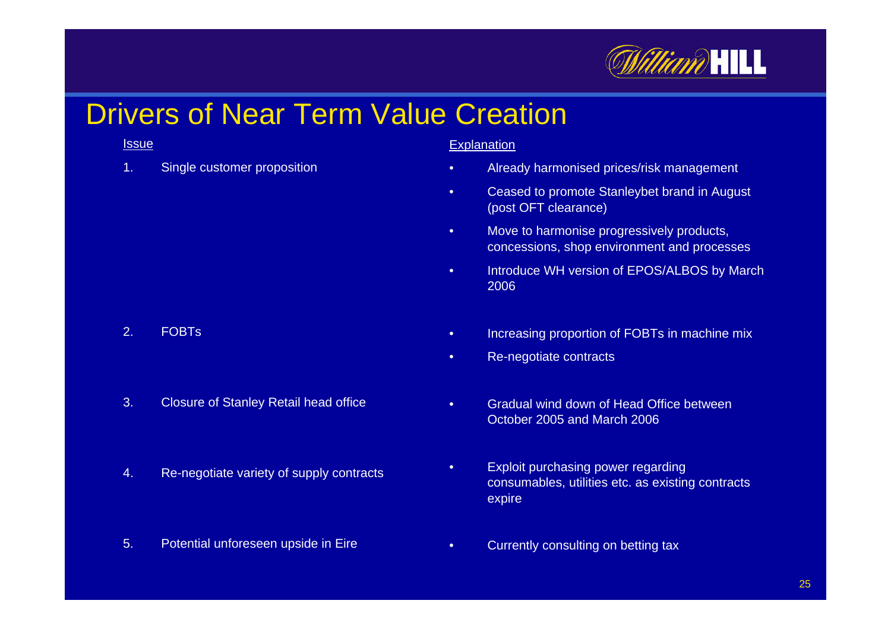# Drivers of Near Term Value Creation

| Issue | Explanation |
| --- | --- |
| 1. Single customer proposition | • Already harmonised prices/risk management<br>• Ceased to promote Stanleybet brand in August (post OFT clearance)<br>• Move to harmonise progressively products, concessions, shop environment and processes<br>• Introduce WH version of EPOS/ALBOS by March 2006 |
| 2. FOBTs | • Increasing proportion of FOBTs in machine mix<br>• Re-negotiate contracts |
| 3. Closure of Stanley Retail head office | • Gradual wind down of Head Office between October 2005 and March 2006 |
| 4. Re-negotiate variety of supply contracts | • Exploit purchasing power regarding consumables, utilities etc. as existing contracts expire |
| 5. Potential unforeseen upside in Eire | • Currently consulting on betting tax |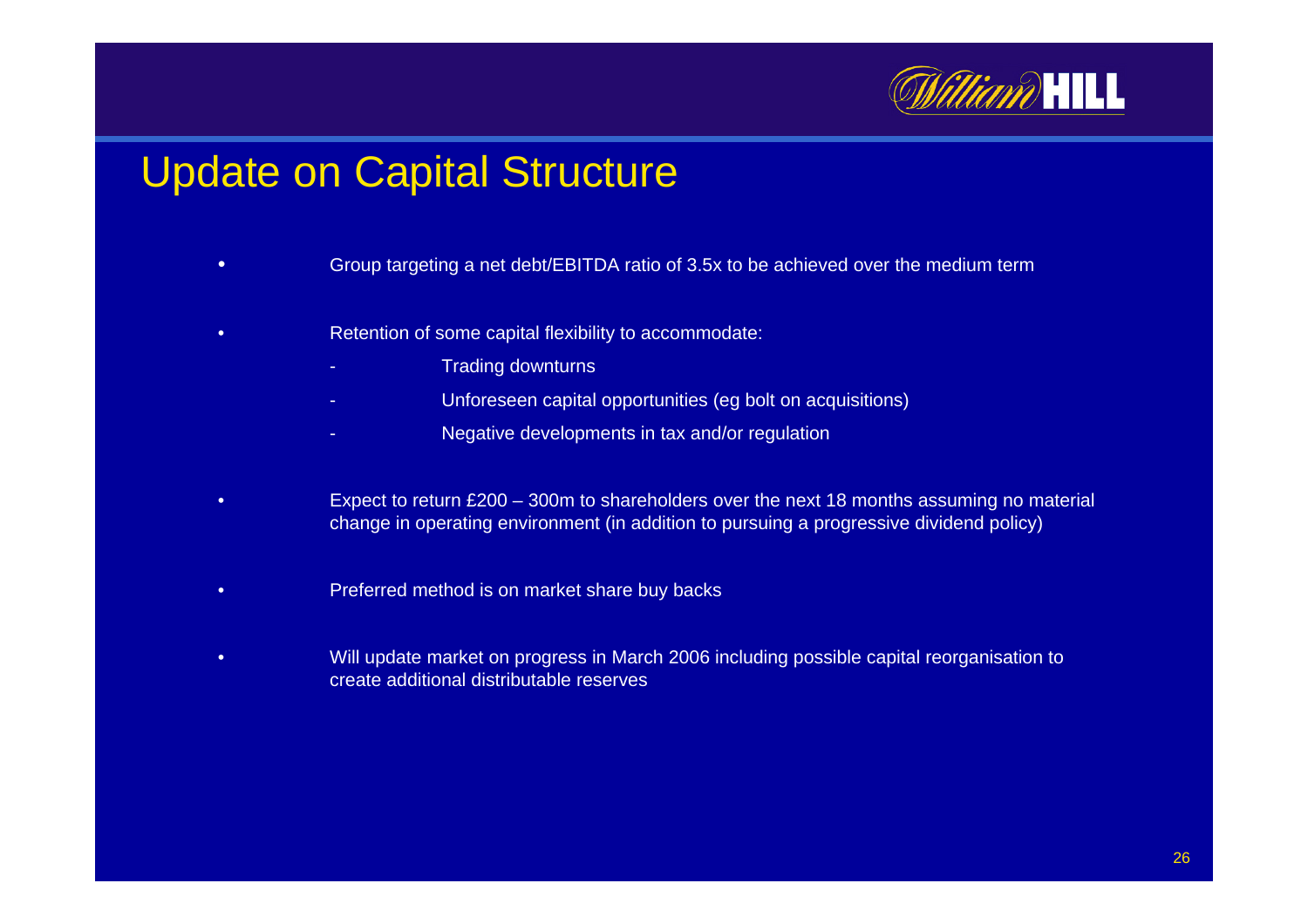# Update on Capital Structure

- Group targeting a net debt/EBITDA ratio of 3.5x to be achieved over the medium term
- Retention of some capital flexibility to accommodate:
  - Trading downturns
  - Unforeseen capital opportunities (eg bolt on acquisitions)
  - Negative developments in tax and/or regulation
- Expect to return £200 – 300m to shareholders over the next 18 months assuming no material change in operating environment (in addition to pursuing a progressive dividend policy)
- Preferred method is on market share buy backs
- Will update market on progress in March 2006 including possible capital reorganisation to create additional distributable reserves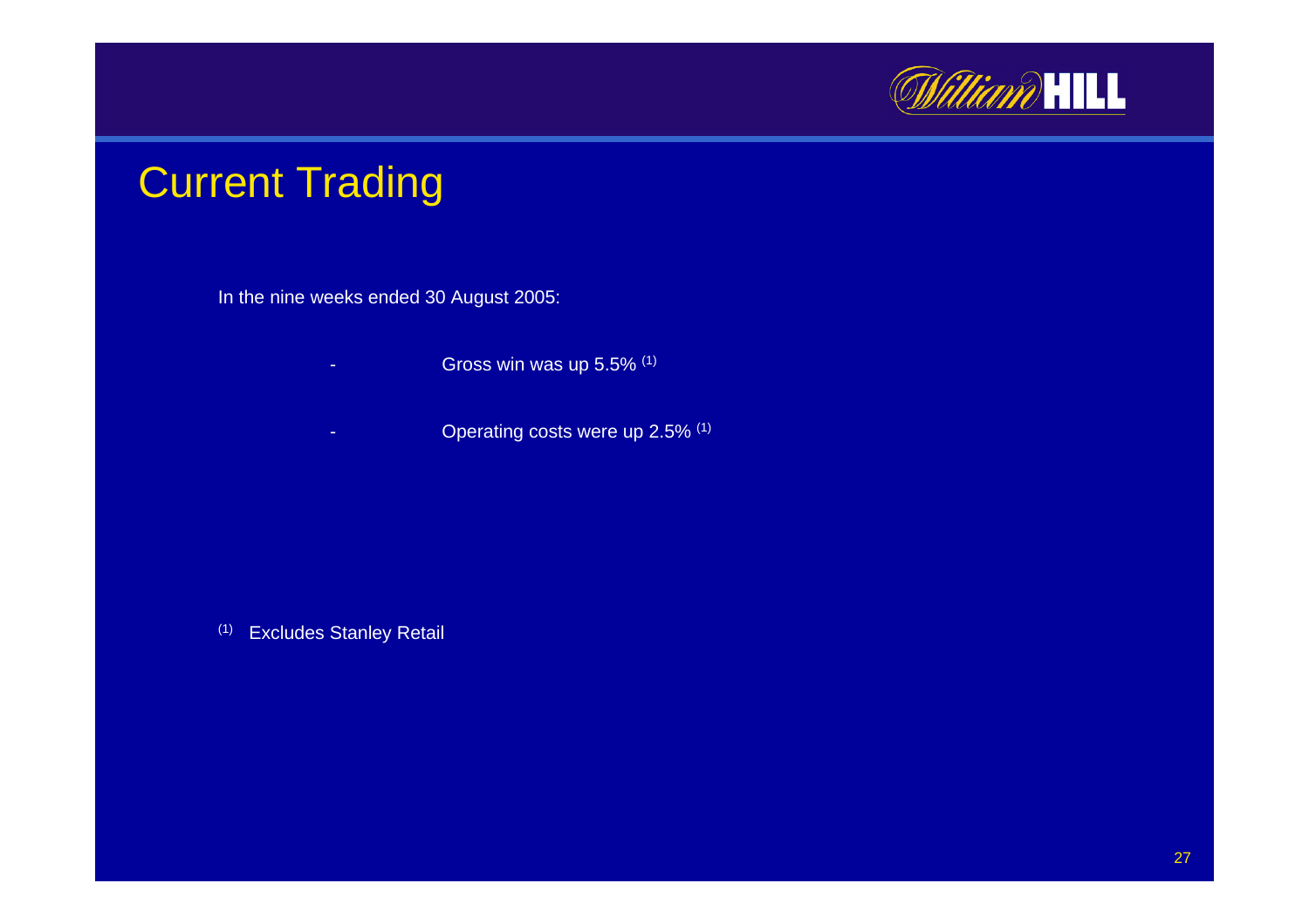# Current Trading

In the nine weeks ended 30 August 2005:

- Gross win was up 5.5% [1]
- Operating costs were up 2.5% [1]

[1] Excludes Stanley Retail